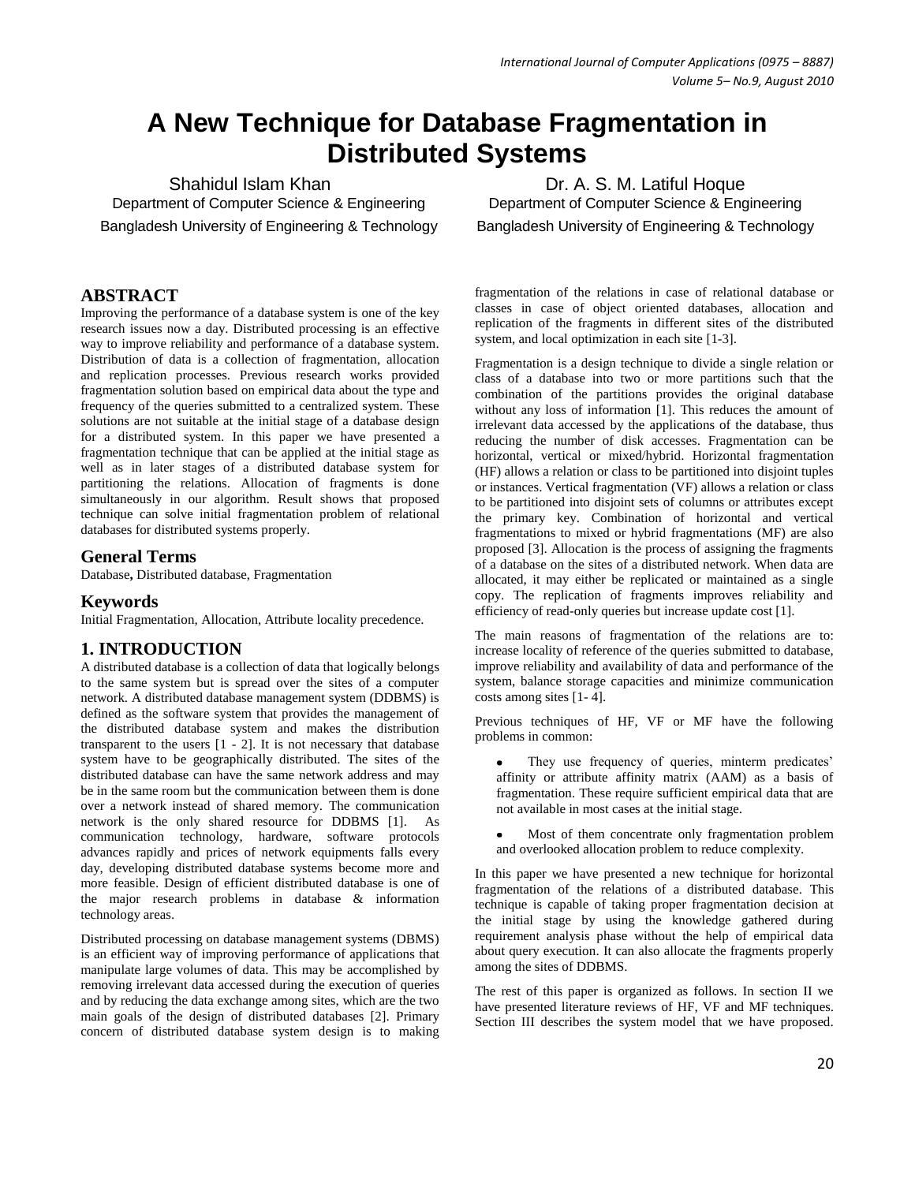# A New Technique for Database Fragmentation in Distributed Systems

Shahidul Islam Khan
Department of Computer Science & Engineering
Bangladesh University of Engineering & Technology

Dr. A. S. M. Latiful Hoque
Department of Computer Science & Engineering
Bangladesh University of Engineering & Technology

## ABSTRACT

Improving the performance of a database system is one of the key research issues now a day. Distributed processing is an effective way to improve reliability and performance of a database system. Distribution of data is a collection of fragmentation, allocation and replication processes. Previous research works provided fragmentation solution based on empirical data about the type and frequency of the queries submitted to a centralized system. These solutions are not suitable at the initial stage of a database design for a distributed system. In this paper we have presented a fragmentation technique that can be applied at the initial stage as well as in later stages of a distributed database system for partitioning the relations. Allocation of fragments is done simultaneously in our algorithm. Result shows that proposed technique can solve initial fragmentation problem of relational databases for distributed systems properly.

## General Terms

Database**,** Distributed database, Fragmentation

## Keywords

Initial Fragmentation, Allocation, Attribute locality precedence.

## 1. INTRODUCTION

A distributed database is a collection of data that logically belongs to the same system but is spread over the sites of a computer network. A distributed database management system (DDBMS) is defined as the software system that provides the management of the distributed database system and makes the distribution transparent to the users [1 - 2]. It is not necessary that database system have to be geographically distributed. The sites of the distributed database can have the same network address and may be in the same room but the communication between them is done over a network instead of shared memory. The communication network is the only shared resource for DDBMS [1]. As communication technology, hardware, software protocols advances rapidly and prices of network equipments falls every day, developing distributed database systems become more and more feasible. Design of efficient distributed database is one of the major research problems in database & information technology areas.

Distributed processing on database management systems (DBMS) is an efficient way of improving performance of applications that manipulate large volumes of data. This may be accomplished by removing irrelevant data accessed during the execution of queries and by reducing the data exchange among sites, which are the two main goals of the design of distributed databases [2]. Primary concern of distributed database system design is to making fragmentation of the relations in case of relational database or classes in case of object oriented databases, allocation and replication of the fragments in different sites of the distributed system, and local optimization in each site [1-3].

Fragmentation is a design technique to divide a single relation or class of a database into two or more partitions such that the combination of the partitions provides the original database without any loss of information [1]. This reduces the amount of irrelevant data accessed by the applications of the database, thus reducing the number of disk accesses. Fragmentation can be horizontal, vertical or mixed/hybrid. Horizontal fragmentation (HF) allows a relation or class to be partitioned into disjoint tuples or instances. Vertical fragmentation (VF) allows a relation or class to be partitioned into disjoint sets of columns or attributes except the primary key. Combination of horizontal and vertical fragmentations to mixed or hybrid fragmentations (MF) are also proposed [3]. Allocation is the process of assigning the fragments of a database on the sites of a distributed network. When data are allocated, it may either be replicated or maintained as a single copy. The replication of fragments improves reliability and efficiency of read-only queries but increase update cost [1].

The main reasons of fragmentation of the relations are to: increase locality of reference of the queries submitted to database, improve reliability and availability of data and performance of the system, balance storage capacities and minimize communication costs among sites [1- 4].

Previous techniques of HF, VF or MF have the following problems in common:

- They use frequency of queries, minterm predicates' affinity or attribute affinity matrix (AAM) as a basis of fragmentation. These require sufficient empirical data that are not available in most cases at the initial stage.
- Most of them concentrate only fragmentation problem and overlooked allocation problem to reduce complexity.

In this paper we have presented a new technique for horizontal fragmentation of the relations of a distributed database. This technique is capable of taking proper fragmentation decision at the initial stage by using the knowledge gathered during requirement analysis phase without the help of empirical data about query execution. It can also allocate the fragments properly among the sites of DDBMS.

The rest of this paper is organized as follows. In section II we have presented literature reviews of HF, VF and MF techniques. Section III describes the system model that we have proposed.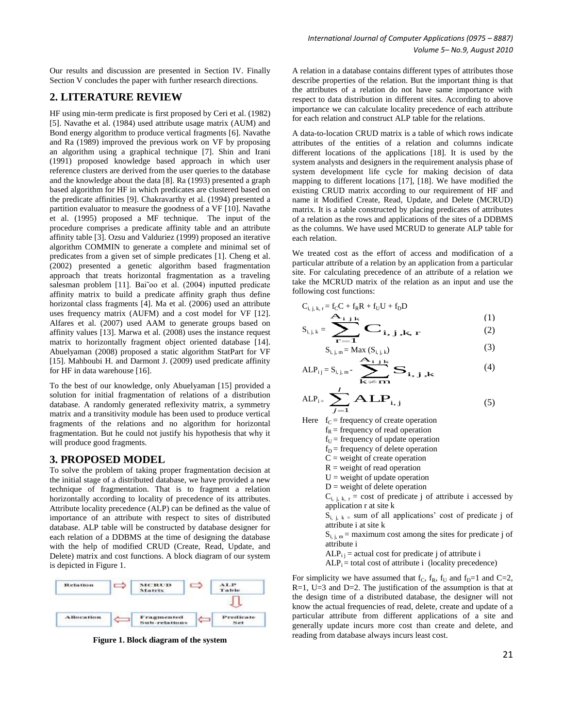Our results and discussion are presented in Section IV. Finally Section V concludes the paper with further research directions.

## 2. LITERATURE REVIEW

HF using min-term predicate is first proposed by Ceri et al. (1982) [5]. Navathe et al. (1984) used attribute usage matrix (AUM) and Bond energy algorithm to produce vertical fragments [6]. Navathe and Ra (1989) improved the previous work on VF by proposing an algorithm using a graphical technique [7]. Shin and Irani (1991) proposed knowledge based approach in which user reference clusters are derived from the user queries to the database and the knowledge about the data [8]. Ra (1993) presented a graph based algorithm for HF in which predicates are clustered based on the predicate affinities [9]. Chakravarthy et al. (1994) presented a partition evaluator to measure the goodness of a VF [10]. Navathe et al. (1995) proposed a MF technique. The input of the procedure comprises a predicate affinity table and an attribute affinity table [3]. Ozsu and Valduriez (1999) proposed an iterative algorithm COMMIN to generate a complete and minimal set of predicates from a given set of simple predicates [1]. Cheng et al. (2002) presented a genetic algorithm based fragmentation approach that treats horizontal fragmentation as a traveling salesman problem [11]. Bai˜oo et al. (2004) inputted predicate affinity matrix to build a predicate affinity graph thus define horizontal class fragments [4]. Ma et al. (2006) used an attribute uses frequency matrix (AUFM) and a cost model for VF [12]. Alfares et al. (2007) used AAM to generate groups based on affinity values [13]. Marwa et al. (2008) uses the instance request matrix to horizontally fragment object oriented database [14]. Abuelyaman (2008) proposed a static algorithm StatPart for VF [15]. Mahboubi H. and Darmont J. (2009) used predicate affinity for HF in data warehouse [16].

To the best of our knowledge, only Abuelyaman [15] provided a solution for initial fragmentation of relations of a distribution database. A randomly generated reflexivity matrix, a symmetry matrix and a transitivity module has been used to produce vertical fragments of the relations and no algorithm for horizontal fragmentation. But he could not justify his hypothesis that why it will produce good fragments.

## 3. PROPOSED MODEL

To solve the problem of taking proper fragmentation decision at the initial stage of a distributed database, we have provided a new technique of fragmentation. That is to fragment a relation horizontally according to locality of precedence of its attributes. Attribute locality precedence (ALP) can be defined as the value of importance of an attribute with respect to sites of distributed database. ALP table will be constructed by database designer for each relation of a DDBMS at the time of designing the database with the help of modified CRUD (Create, Read, Update, and Delete) matrix and cost functions. A block diagram of our system is depicted in Figure 1.

Relation ⇒ MCRUD Matrix ⇒ ALP Table ⇒ Predicate Set ⇒ Fragmented Sub-relations ⇒ Allocation

**Figure 1. Block diagram of the system**

A relation in a database contains different types of attributes those describe properties of the relation. But the important thing is that the attributes of a relation do not have same importance with respect to data distribution in different sites. According to above importance we can calculate locality precedence of each attribute for each relation and construct ALP table for the relations.

A data-to-location CRUD matrix is a table of which rows indicate attributes of the entities of a relation and columns indicate different locations of the applications [18]. It is used by the system analysts and designers in the requirement analysis phase of system development life cycle for making decision of data mapping to different locations [17], [18]. We have modified the existing CRUD matrix according to our requirement of HF and name it Modified Create, Read, Update, and Delete (MCRUD) matrix. It is a table constructed by placing predicates of attributes of a relation as the rows and applications of the sites of a DDBMS as the columns. We have used MCRUD to generate ALP table for each relation.

We treated cost as the effort of access and modification of a particular attribute of a relation by an application from a particular site. For calculating precedence of an attribute of a relation we take the MCRUD matrix of the relation as an input and use the following cost functions:

$$C_{i,j,k,r} = f_C C + f_R R + f_U U + f_D D \quad (1)$$

$$S_{i,j,k} = \sum_{r=1}^{A_{ijk}} C_{i,j,k,r} \quad (2)$$

$$S_{i,j,m} = \text{Max}(S_{i,j,k}) \quad (3)$$

$$ALP_{ij} = S_{i,j,m} - \sum_{k \neq m}^{A_{ijk}} S_{i,j,k} \quad (4)$$

$$ALP_i = \sum_{j=1}^{l} ALP_{i,j} \quad (5)$$

Here $f_C$ = frequency of create operation
$f_R$ = frequency of read operation
$f_U$ = frequency of update operation
$f_D$ = frequency of delete operation
$C$ = weight of create operation
$R$ = weight of read operation
$U$ = weight of update operation
$D$ = weight of delete operation
$C_{i,j,k,r}$ = cost of predicate j of attribute i accessed by application r at site k
$S_{i,j,k}$ = sum of all applications' cost of predicate j of attribute i at site k
$S_{i,j,m}$ = maximum cost among the sites for predicate j of attribute i
$ALP_{ij}$ = actual cost for predicate j of attribute i
$ALP_i$ = total cost of attribute i (locality precedence)

For simplicity we have assumed that $f_C$, $f_R$, $f_U$ and $f_D$=1 and C=2, R=1, U=3 and D=2. The justification of the assumption is that at the design time of a distributed database, the designer will not know the actual frequencies of read, delete, create and update of a particular attribute from different applications of a site and generally update incurs more cost than create and delete, and reading from database always incurs least cost.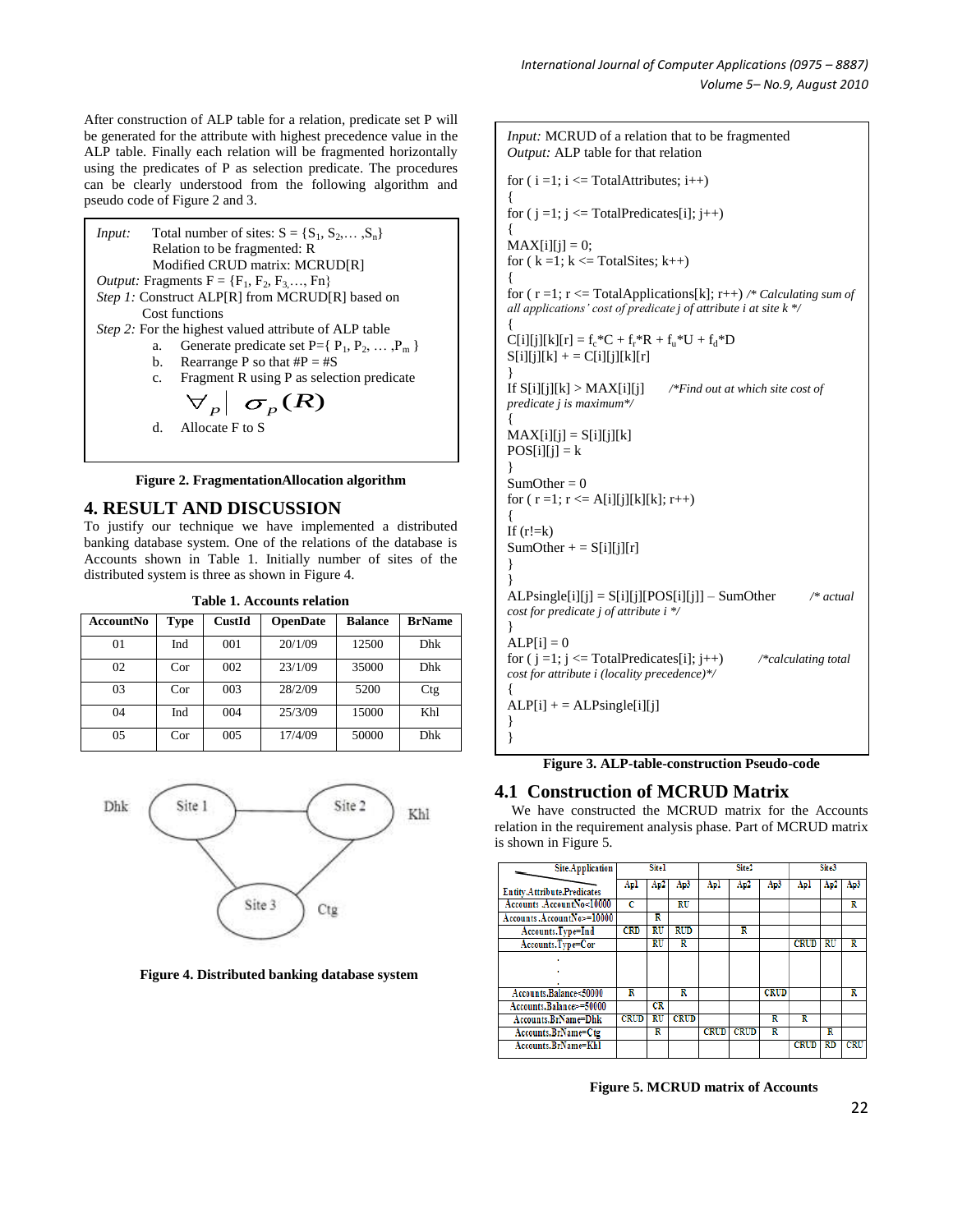After construction of ALP table for a relation, predicate set P will be generated for the attribute with highest precedence value in the ALP table. Finally each relation will be fragmented horizontally using the predicates of P as selection predicate. The procedures can be clearly understood from the following algorithm and pseudo code of Figure 2 and 3.

*Input:* Total number of sites: $S = \{S_1, S_2, \dots, S_n\}$
Relation to be fragmented: R
Modified CRUD matrix: MCRUD[R]

*Output:* Fragments $F = \{F_1, F_2, F_3, \dots, Fn\}$

*Step 1:* Construct ALP[R] from MCRUD[R] based on Cost functions

*Step 2:* For the highest valued attribute of ALP table

a. Generate predicate set $P = \{P_1, P_2, \dots, P_m\}$
b. Rearrange P so that $\#P = \#S$
c. Fragment R using P as selection predicate

$$\forall_P \mid \sigma_P(R)$$

d. Allocate F to S

**Figure 2. FragmentationAllocation algorithm**

## 4. RESULT AND DISCUSSION

To justify our technique we have implemented a distributed banking database system. One of the relations of the database is Accounts shown in Table 1. Initially number of sites of the distributed system is three as shown in Figure 4.

**Table 1. Accounts relation**

| AccountNo | Type | CustId | OpenDate | Balance | BrName |
|---|---|---|---|---|---|
| 01 | Ind | 001 | 20/1/09 | 12500 | Dhk |
| 02 | Cor | 002 | 23/1/09 | 35000 | Dhk |
| 03 | Cor | 003 | 28/2/09 | 5200 | Ctg |
| 04 | Ind | 004 | 25/3/09 | 15000 | Khl |
| 05 | Cor | 005 | 17/4/09 | 50000 | Dhk |

**Figure 4. Distributed banking database system**

*Input:* MCRUD of a relation that to be fragmented
*Output:* ALP table for that relation

```
for ( i =1; i <= TotalAttributes; i++)
{
for ( j =1; j <= TotalPredicates[i]; j++)
{
MAX[i][j] = 0;
for ( k =1; k <= TotalSites; k++)
{
for ( r =1; r <= TotalApplications[k]; r++) /* Calculating sum of all applications' cost of predicate j of attribute i at site k */
{
C[i][j][k][r] = fc*C + fr*R + fu*U + fd*D
S[i][j][k] + = C[i][j][k][r]
}
If S[i][j][k] > MAX[i][j]      /*Find out at which site cost of predicate j is maximum*/
{
MAX[i][j] = S[i][j][k]
POS[i][j] = k
}
SumOther = 0
for ( r =1; r <= A[i][j][k][k]; r++)
{
If (r!=k)
SumOther + = S[i][j][r]
}
}
ALPsingle[i][j] = S[i][j][POS[i][j]] – SumOther      /* actual cost for predicate j of attribute i */
}
ALP[i] = 0
for ( j =1; j <= TotalPredicates[i]; j++)      /*calculating total cost for attribute i (locality precedence)*/
{
ALP[i] + = ALPsingle[i][j]
}
}
```

**Figure 3. ALP-table-construction Pseudo-code**

### 4.1 Construction of MCRUD Matrix

We have constructed the MCRUD matrix for the Accounts relation in the requirement analysis phase. Part of MCRUD matrix is shown in Figure 5.

| Site.Application / Entity.Attribute.Predicates | Site1 | | | Site2 | | | Site3 | | |
|---|---|---|---|---|---|---|---|---|---|
| | Ap1 | Ap2 | Ap3 | Ap1 | Ap2 | Ap3 | Ap1 | Ap2 | Ap3 |
| Accounts.AccountNo<10000 | C | | RU | | | | | | R |
| Accounts.AccountNo>=10000 | | R | | | | | | | |
| Accounts.Type=Ind | CRD | RU | RUD | | R | | | | |
| Accounts.Type=Cor | | RU | R | | | | CRUD | RU | R |
| . . . | | | | | | | | | |
| Accounts.Balance<50000 | R | | R | | | CRUD | | | R |
| Accounts.Balance>=50000 | | CR | | | | | | | |
| Accounts.BrName=Dhk | CRUD | RU | CRUD | | | R | R | | |
| Accounts.BrName=Ctg | | R | | CRUD | CRUD | R | | R | |
| Accounts.BrName=Khl | | | | | | | CRUD | RD | CRU |

**Figure 5. MCRUD matrix of Accounts**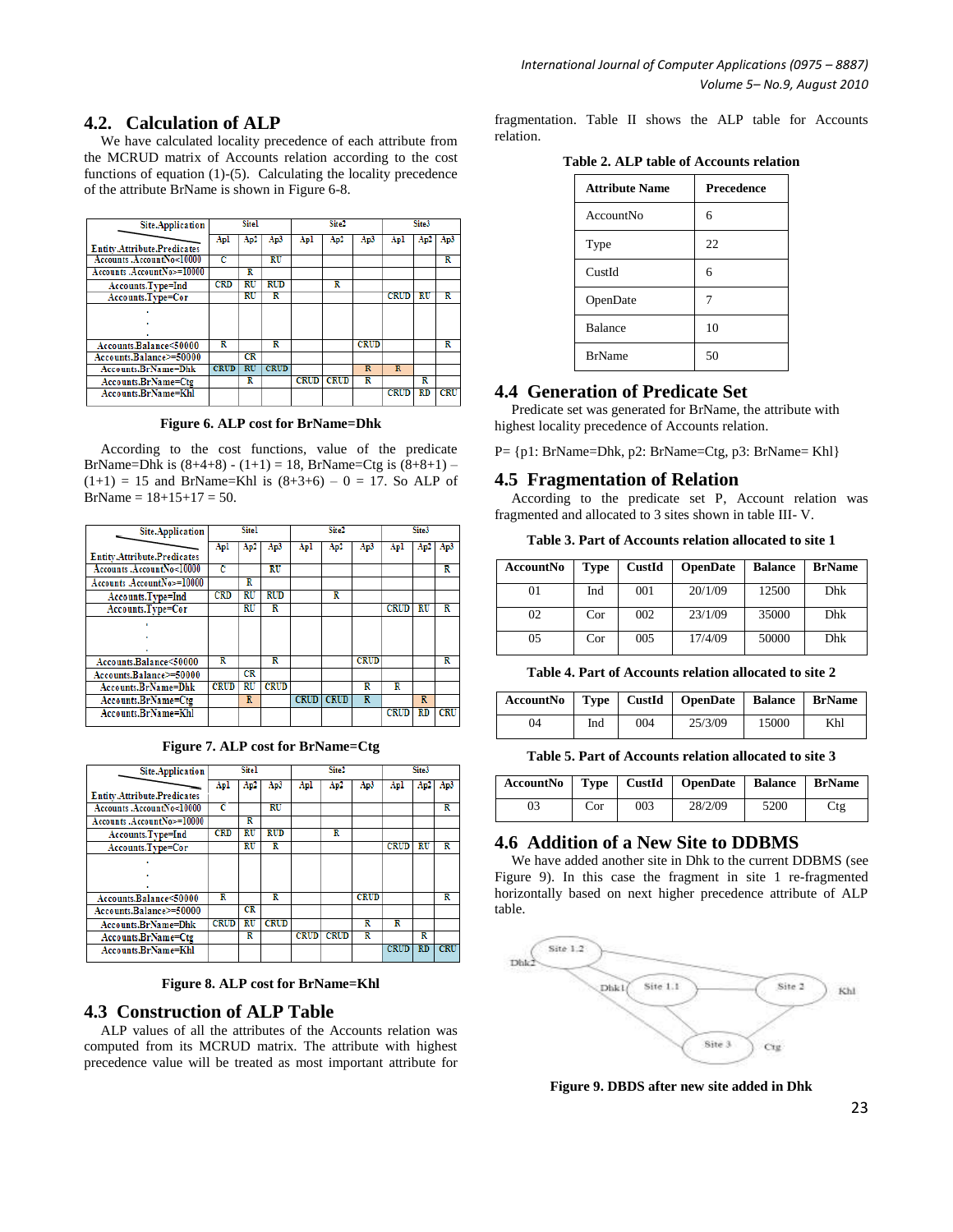## 4.2. Calculation of ALP

We have calculated locality precedence of each attribute from the MCRUD matrix of Accounts relation according to the cost functions of equation (1)-(5). Calculating the locality precedence of the attribute BrName is shown in Figure 6-8.

| Site.Application / Entity.Attribute.Predicates | Site1 Ap1 | Site1 Ap2 | Site1 Ap3 | Site2 Ap1 | Site2 Ap2 | Site2 Ap3 | Site3 Ap1 | Site3 Ap2 | Site3 Ap3 |
|---|---|---|---|---|---|---|---|---|---|
| Accounts.AccountNo<10000 | C | | RU | | | | | | R |
| Accounts.AccountNo>=10000 | | R | | | | | | | |
| Accounts.Type=Ind | CRD | RU | RUD | | R | | | | |
| Accounts.Type=Cor | | RU | R | | | | CRUD | RU | R |
| . . . | | | | | | | | | |
| Accounts.Balance<50000 | R | | R | | | CRUD | | | R |
| Accounts.Balance>=50000 | | CR | | | | | | | |
| Accounts.BrName=Dhk | CRUD | RU | CRUD | | | R | R | | |
| Accounts.BrName=Ctg | | R | | CRUD | CRUD | R | | R | |
| Accounts.BrName=Khl | | | | | | | CRUD | RD | CRU |

**Figure 6. ALP cost for BrName=Dhk**

According to the cost functions, value of the predicate BrName=Dhk is (8+4+8) - (1+1) = 18, BrName=Ctg is (8+8+1) – (1+1) = 15 and BrName=Khl is (8+3+6) – 0 = 17. So ALP of BrName = 18+15+17 = 50.

| Site.Application / Entity.Attribute.Predicates | Site1 Ap1 | Site1 Ap2 | Site1 Ap3 | Site2 Ap1 | Site2 Ap2 | Site2 Ap3 | Site3 Ap1 | Site3 Ap2 | Site3 Ap3 |
|---|---|---|---|---|---|---|---|---|---|
| Accounts.AccountNo<10000 | C | | RU | | | | | | R |
| Accounts.AccountNo>=10000 | | R | | | | | | | |
| Accounts.Type=Ind | CRD | RU | RUD | | R | | | | |
| Accounts.Type=Cor | | RU | R | | | | CRUD | RU | R |
| . . . | | | | | | | | | |
| Accounts.Balance<50000 | R | | R | | | CRUD | | | R |
| Accounts.Balance>=50000 | | CR | | | | | | | |
| Accounts.BrName=Dhk | CRUD | RU | CRUD | | | R | R | | |
| Accounts.BrName=Ctg | | R | | CRUD | CRUD | R | | R | |
| Accounts.BrName=Khl | | | | | | | CRUD | RD | CRU |

**Figure 7. ALP cost for BrName=Ctg**

| Site.Application / Entity.Attribute.Predicates | Site1 Ap1 | Site1 Ap2 | Site1 Ap3 | Site2 Ap1 | Site2 Ap2 | Site2 Ap3 | Site3 Ap1 | Site3 Ap2 | Site3 Ap3 |
|---|---|---|---|---|---|---|---|---|---|
| Accounts.AccountNo<10000 | C | | RU | | | | | | R |
| Accounts.AccountNo>=10000 | | R | | | | | | | |
| Accounts.Type=Ind | CRD | RU | RUD | | R | | | | |
| Accounts.Type=Cor | | RU | R | | | | CRUD | RU | R |
| . . . | | | | | | | | | |
| Accounts.Balance<50000 | R | | R | | | CRUD | | | R |
| Accounts.Balance>=50000 | | CR | | | | | | | |
| Accounts.BrName=Dhk | CRUD | RU | CRUD | | | R | R | | |
| Accounts.BrName=Ctg | | R | | CRUD | CRUD | R | | R | |
| Accounts.BrName=Khl | | | | | | | CRUD | RD | CRU |

**Figure 8. ALP cost for BrName=Khl**

## 4.3 Construction of ALP Table

ALP values of all the attributes of the Accounts relation was computed from its MCRUD matrix. The attribute with highest precedence value will be treated as most important attribute for fragmentation. Table II shows the ALP table for Accounts relation.

**Table 2. ALP table of Accounts relation**

| Attribute Name | Precedence |
|---|---|
| AccountNo | 6 |
| Type | 22 |
| CustId | 6 |
| OpenDate | 7 |
| Balance | 10 |
| BrName | 50 |

## 4.4 Generation of Predicate Set

Predicate set was generated for BrName, the attribute with highest locality precedence of Accounts relation.

P= {p1: BrName=Dhk, p2: BrName=Ctg, p3: BrName= Khl}

## 4.5 Fragmentation of Relation

According to the predicate set P, Account relation was fragmented and allocated to 3 sites shown in table III- V.

**Table 3. Part of Accounts relation allocated to site 1**

| AccountNo | Type | CustId | OpenDate | Balance | BrName |
|---|---|---|---|---|---|
| 01 | Ind | 001 | 20/1/09 | 12500 | Dhk |
| 02 | Cor | 002 | 23/1/09 | 35000 | Dhk |
| 05 | Cor | 005 | 17/4/09 | 50000 | Dhk |

**Table 4. Part of Accounts relation allocated to site 2**

| AccountNo | Type | CustId | OpenDate | Balance | BrName |
|---|---|---|---|---|---|
| 04 | Ind | 004 | 25/3/09 | 15000 | Khl |

**Table 5. Part of Accounts relation allocated to site 3**

| AccountNo | Type | CustId | OpenDate | Balance | BrName |
|---|---|---|---|---|---|
| 03 | Cor | 003 | 28/2/09 | 5200 | Ctg |

## 4.6 Addition of a New Site to DDBMS

We have added another site in Dhk to the current DDBMS (see Figure 9). In this case the fragment in site 1 re-fragmented horizontally based on next higher precedence attribute of ALP table.

**Figure 9. DBDS after new site added in Dhk**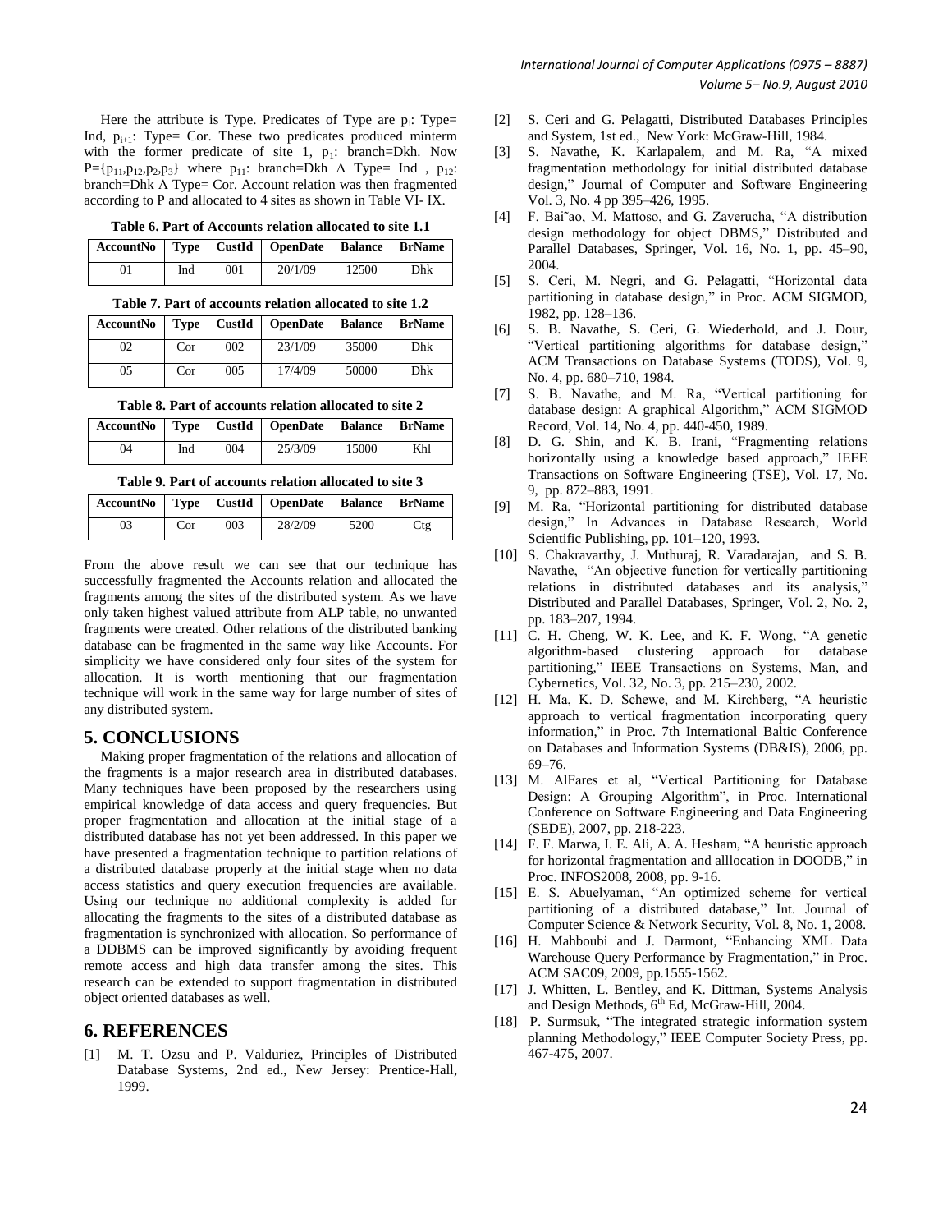Here the attribute is Type. Predicates of Type are $p_i$: Type= Ind, $p_{i+1}$: Type= Cor. These two predicates produced minterm with the former predicate of site 1, $p_1$: branch=Dkh. Now $P=\{p_{11},p_{12},p_2,p_3\}$ where $p_{11}$: branch=Dkh Λ Type= Ind , $p_{12}$: branch=Dhk Λ Type= Cor. Account relation was then fragmented according to P and allocated to 4 sites as shown in Table VI- IX.

**Table 6. Part of Accounts relation allocated to site 1.1**

| AccountNo | Type | CustId | OpenDate | Balance | BrName |
|---|---|---|---|---|---|
| 01 | Ind | 001 | 20/1/09 | 12500 | Dhk |

**Table 7. Part of accounts relation allocated to site 1.2**

| AccountNo | Type | CustId | OpenDate | Balance | BrName |
|---|---|---|---|---|---|
| 02 | Cor | 002 | 23/1/09 | 35000 | Dhk |
| 05 | Cor | 005 | 17/4/09 | 50000 | Dhk |

**Table 8. Part of accounts relation allocated to site 2**

| AccountNo | Type | CustId | OpenDate | Balance | BrName |
|---|---|---|---|---|---|
| 04 | Ind | 004 | 25/3/09 | 15000 | Khl |

**Table 9. Part of accounts relation allocated to site 3**

| AccountNo | Type | CustId | OpenDate | Balance | BrName |
|---|---|---|---|---|---|
| 03 | Cor | 003 | 28/2/09 | 5200 | Ctg |

From the above result we can see that our technique has successfully fragmented the Accounts relation and allocated the fragments among the sites of the distributed system. As we have only taken highest valued attribute from ALP table, no unwanted fragments were created. Other relations of the distributed banking database can be fragmented in the same way like Accounts. For simplicity we have considered only four sites of the system for allocation. It is worth mentioning that our fragmentation technique will work in the same way for large number of sites of any distributed system.

## 5. CONCLUSIONS

Making proper fragmentation of the relations and allocation of the fragments is a major research area in distributed databases. Many techniques have been proposed by the researchers using empirical knowledge of data access and query frequencies. But proper fragmentation and allocation at the initial stage of a distributed database has not yet been addressed. In this paper we have presented a fragmentation technique to partition relations of a distributed database properly at the initial stage when no data access statistics and query execution frequencies are available. Using our technique no additional complexity is added for allocating the fragments to the sites of a distributed database as fragmentation is synchronized with allocation. So performance of a DDBMS can be improved significantly by avoiding frequent remote access and high data transfer among the sites. This research can be extended to support fragmentation in distributed object oriented databases as well.

## 6. REFERENCES

[1] M. T. Ozsu and P. Valduriez, Principles of Distributed Database Systems, 2nd ed., New Jersey: Prentice-Hall, 1999.

[2] S. Ceri and G. Pelagatti, Distributed Databases Principles and System, 1st ed., New York: McGraw-Hill, 1984.

[3] S. Navathe, K. Karlapalem, and M. Ra, "A mixed fragmentation methodology for initial distributed database design," Journal of Computer and Software Engineering Vol. 3, No. 4 pp 395–426, 1995.

[4] F. Bai˜ao, M. Mattoso, and G. Zaverucha, "A distribution design methodology for object DBMS," Distributed and Parallel Databases, Springer, Vol. 16, No. 1, pp. 45–90, 2004.

[5] S. Ceri, M. Negri, and G. Pelagatti, "Horizontal data partitioning in database design," in Proc. ACM SIGMOD, 1982, pp. 128–136.

[6] S. B. Navathe, S. Ceri, G. Wiederhold, and J. Dour, "Vertical partitioning algorithms for database design," ACM Transactions on Database Systems (TODS), Vol. 9, No. 4, pp. 680–710, 1984.

[7] S. B. Navathe, and M. Ra, "Vertical partitioning for database design: A graphical Algorithm," ACM SIGMOD Record, Vol. 14, No. 4, pp. 440-450, 1989.

[8] D. G. Shin, and K. B. Irani, "Fragmenting relations horizontally using a knowledge based approach," IEEE Transactions on Software Engineering (TSE), Vol. 17, No. 9, pp. 872–883, 1991.

[9] M. Ra, "Horizontal partitioning for distributed database design," In Advances in Database Research, World Scientific Publishing, pp. 101–120, 1993.

[10] S. Chakravarthy, J. Muthuraj, R. Varadarajan, and S. B. Navathe, "An objective function for vertically partitioning relations in distributed databases and its analysis," Distributed and Parallel Databases, Springer, Vol. 2, No. 2, pp. 183–207, 1994.

[11] C. H. Cheng, W. K. Lee, and K. F. Wong, "A genetic algorithm-based clustering approach for database partitioning," IEEE Transactions on Systems, Man, and Cybernetics, Vol. 32, No. 3, pp. 215–230, 2002.

[12] H. Ma, K. D. Schewe, and M. Kirchberg, "A heuristic approach to vertical fragmentation incorporating query information," in Proc. 7th International Baltic Conference on Databases and Information Systems (DB&IS), 2006, pp. 69–76.

[13] M. AlFares et al, "Vertical Partitioning for Database Design: A Grouping Algorithm", in Proc. International Conference on Software Engineering and Data Engineering (SEDE), 2007, pp. 218-223.

[14] F. F. Marwa, I. E. Ali, A. A. Hesham, "A heuristic approach for horizontal fragmentation and alllocation in DOODB," in Proc. INFOS2008, 2008, pp. 9-16.

[15] E. S. Abuelyaman, "An optimized scheme for vertical partitioning of a distributed database," Int. Journal of Computer Science & Network Security, Vol. 8, No. 1, 2008.

[16] H. Mahboubi and J. Darmont, "Enhancing XML Data Warehouse Query Performance by Fragmentation," in Proc. ACM SAC09, 2009, pp.1555-1562.

[17] J. Whitten, L. Bentley, and K. Dittman, Systems Analysis and Design Methods, 6th Ed, McGraw-Hill, 2004.

[18] P. Surmsuk, "The integrated strategic information system planning Methodology," IEEE Computer Society Press, pp. 467-475, 2007.